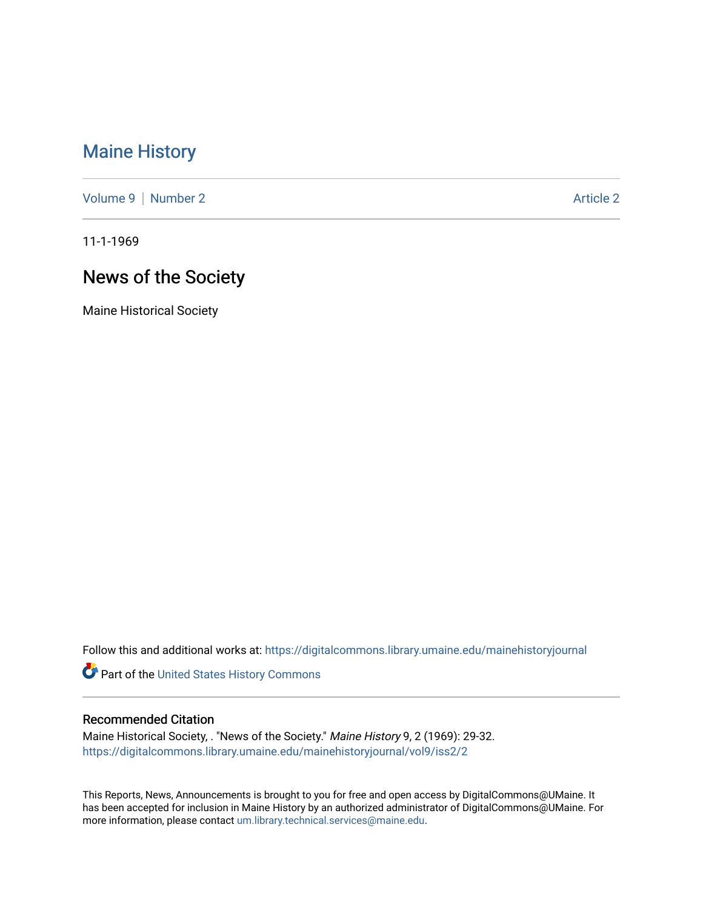# Maine History

Volume 9 | Number 2 Article 2

11-1-1969

## News of the Society

Maine Historical Society

Follow this and additional works at: https://digitalcommons.library.umaine.edu/mainehistoryjournal

Part of the United States History Commons

### Recommended Citation

Maine Historical Society, . "News of the Society." *Maine History* 9, 2 (1969): 29-32.
https://digitalcommons.library.umaine.edu/mainehistoryjournal/vol9/iss2/2

This Reports, News, Announcements is brought to you for free and open access by DigitalCommons@UMaine. It has been accepted for inclusion in Maine History by an authorized administrator of DigitalCommons@UMaine. For more information, please contact um.library.technical.services@maine.edu.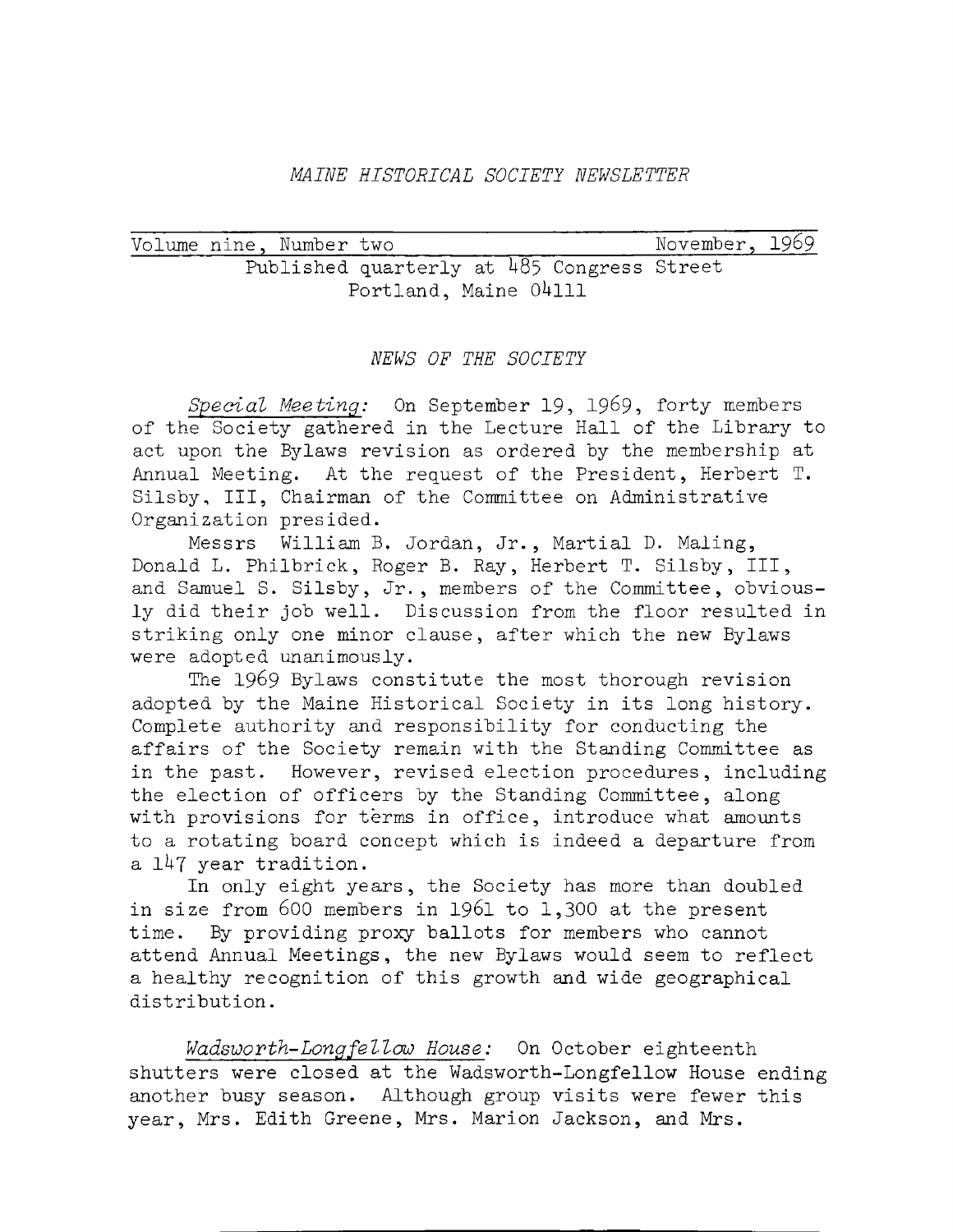*MAINE HISTORICAL SOCIETY NEWSLETTER*

Volume nine, Number two November, 1969

Published quarterly at 485 Congress Street
Portland, Maine 04111

## *NEWS OF THE SOCIETY*

*Special Meeting:* On September 19, 1969, forty members of the Society gathered in the Lecture Hall of the Library to act upon the Bylaws revision as ordered by the membership at Annual Meeting. At the request of the President, Herbert T. Silsby, III, Chairman of the Committee on Administrative Organization presided.

Messrs William B. Jordan, Jr., Martial D. Maling, Donald L. Philbrick, Roger B. Ray, Herbert T. Silsby, III, and Samuel S. Silsby, Jr., members of the Committee, obviously did their job well. Discussion from the floor resulted in striking only one minor clause, after which the new Bylaws were adopted unanimously.

The 1969 Bylaws constitute the most thorough revision adopted by the Maine Historical Society in its long history. Complete authority and responsibility for conducting the affairs of the Society remain with the Standing Committee as in the past. However, revised election procedures, including the election of officers by the Standing Committee, along with provisions for terms in office, introduce what amounts to a rotating board concept which is indeed a departure from a 147 year tradition.

In only eight years, the Society has more than doubled in size from 600 members in 1961 to 1,300 at the present time. By providing proxy ballots for members who cannot attend Annual Meetings, the new Bylaws would seem to reflect a healthy recognition of this growth and wide geographical distribution.

*Wadsworth-Longfellow House:* On October eighteenth shutters were closed at the Wadsworth-Longfellow House ending another busy season. Although group visits were fewer this year, Mrs. Edith Greene, Mrs. Marion Jackson, and Mrs.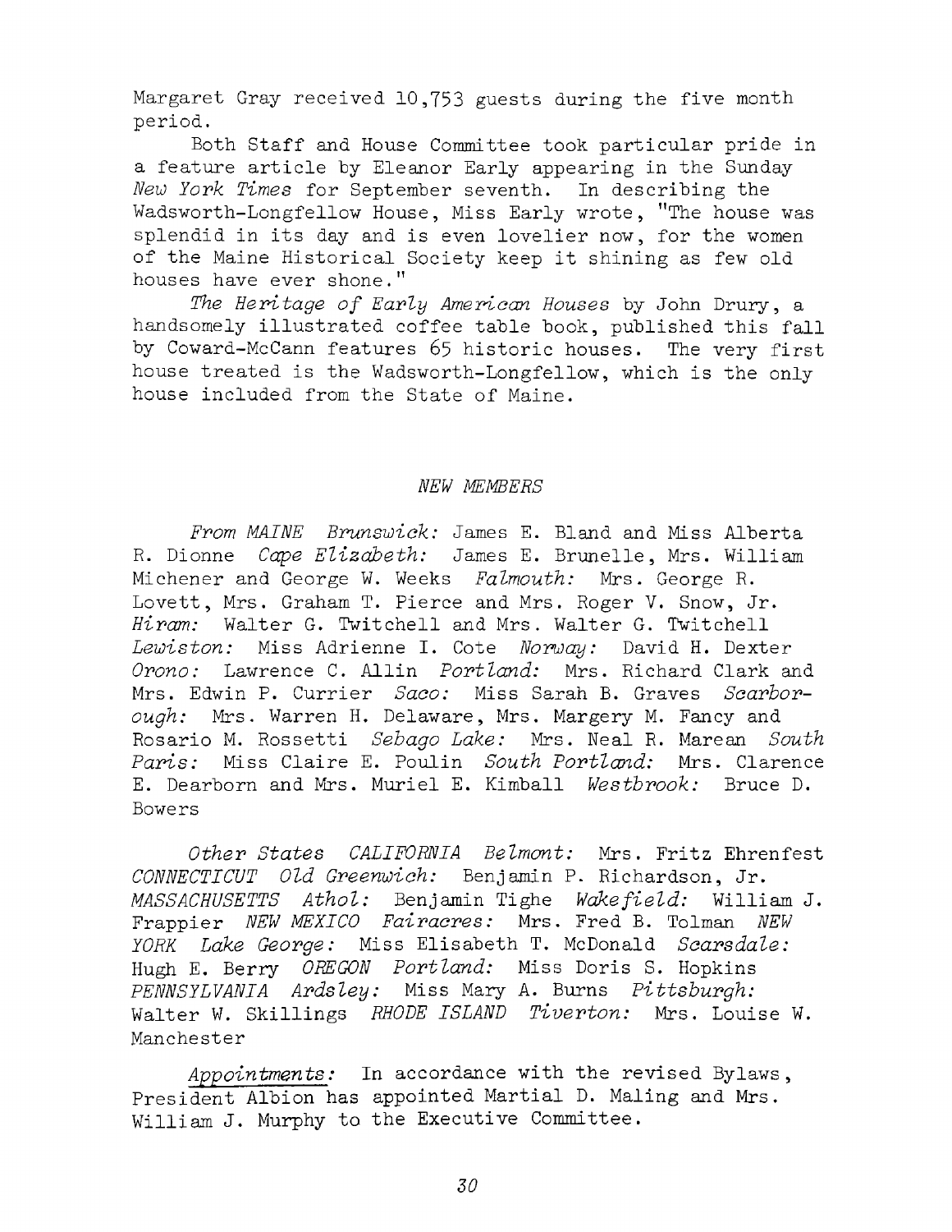Margaret Gray received 10,753 guests during the five month period.

Both Staff and House Committee took particular pride in a feature article by Eleanor Early appearing in the Sunday *New York Times* for September seventh. In describing the Wadsworth-Longfellow House, Miss Early wrote, "The house was splendid in its day and is even lovelier now, for the women of the Maine Historical Society keep it shining as few old houses have ever shone."

*The Heritage of Early American Houses* by John Drury, a handsomely illustrated coffee table book, published this fall by Coward-McCann features 65 historic houses. The very first house treated is the Wadsworth-Longfellow, which is the only house included from the State of Maine.

## *NEW MEMBERS*

*From MAINE* *Brunswick:* James E. Bland and Miss Alberta R. Dionne *Cape Elizabeth:* James E. Brunelle, Mrs. William Michener and George W. Weeks *Falmouth:* Mrs. George R. Lovett, Mrs. Graham T. Pierce and Mrs. Roger V. Snow, Jr. *Hiram:* Walter G. Twitchell and Mrs. Walter G. Twitchell *Lewiston:* Miss Adrienne I. Cote *Norway:* David H. Dexter *Orono:* Lawrence C. Allin *Portland:* Mrs. Richard Clark and Mrs. Edwin P. Currier *Saco:* Miss Sarah B. Graves *Scarborough:* Mrs. Warren H. Delaware, Mrs. Margery M. Fancy and Rosario M. Rossetti *Sebago Lake:* Mrs. Neal R. Marean *South Paris:* Miss Claire E. Poulin *South Portland:* Mrs. Clarence E. Dearborn and Mrs. Muriel E. Kimball *Westbrook:* Bruce D. Bowers

*Other States* *CALIFORNIA* *Belmont:* Mrs. Fritz Ehrenfest *CONNECTICUT* *Old Greenwich:* Benjamin P. Richardson, Jr. *MASSACHUSETTS* *Athol:* Benjamin Tighe *Wakefield:* William J. Frappier *NEW MEXICO* *Fairacres:* Mrs. Fred B. Tolman *NEW YORK* *Lake George:* Miss Elisabeth T. McDonald *Scarsdale:* Hugh E. Berry *OREGON* *Portland:* Miss Doris S. Hopkins *PENNSYLVANIA* *Ardsley:* Miss Mary A. Burns *Pittsburgh:* Walter W. Skillings *RHODE ISLAND* *Tiverton:* Mrs. Louise W. Manchester

*Appointments:* In accordance with the revised Bylaws, President Albion has appointed Martial D. Maling and Mrs. William J. Murphy to the Executive Committee.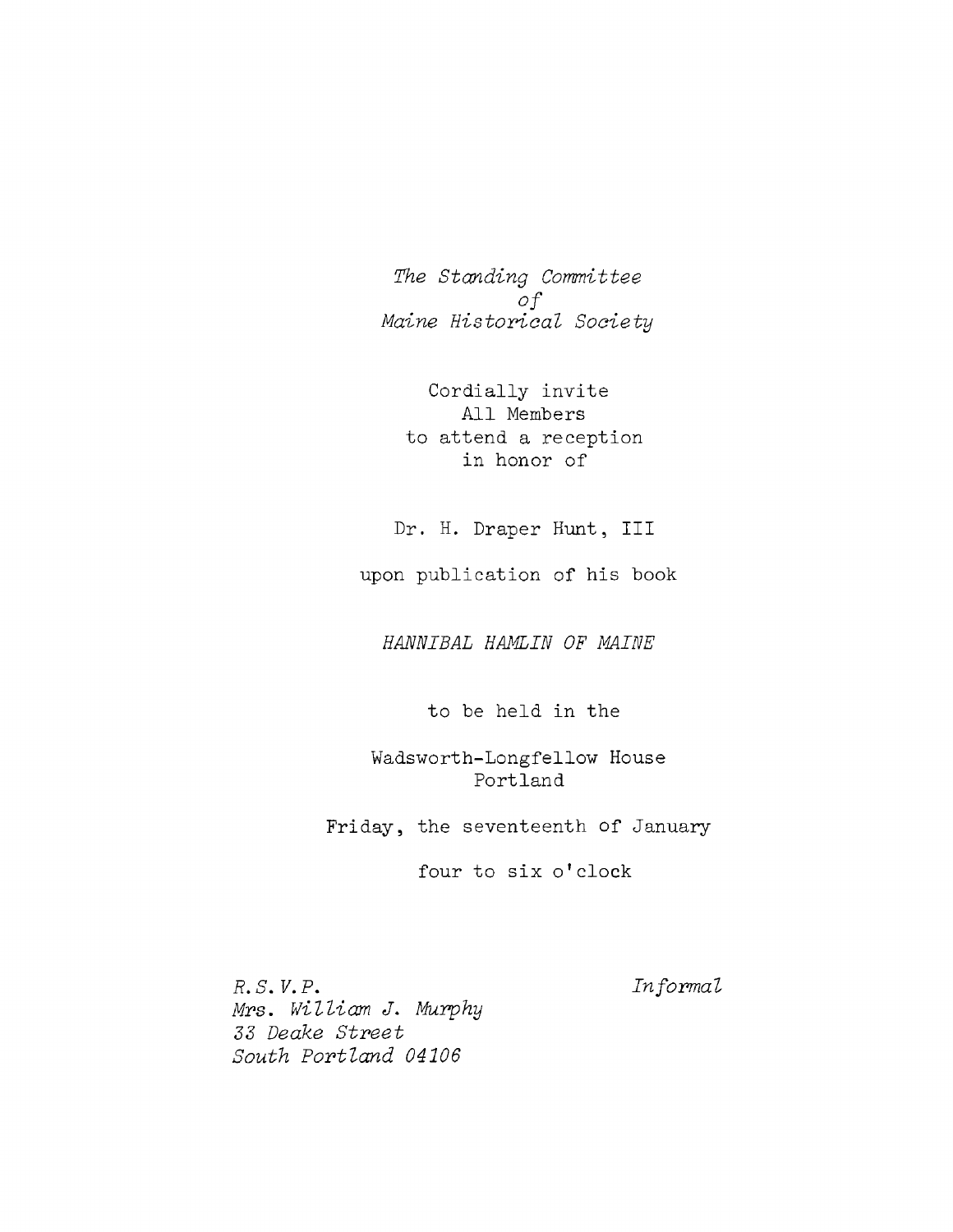*The Standing Committee*
*of*
*Maine Historical Society*

Cordially invite
All Members
to attend a reception
in honor of

Dr. H. Draper Hunt, III

upon publication of his book

*HANNIBAL HAMLIN OF MAINE*

to be held in the

Wadsworth-Longfellow House
Portland

Friday, the seventeenth of January

four to six o'clock

*R.S.V.P.*
*Mrs. William J. Murphy*
*33 Deake Street*
*South Portland 04106*

*Informal*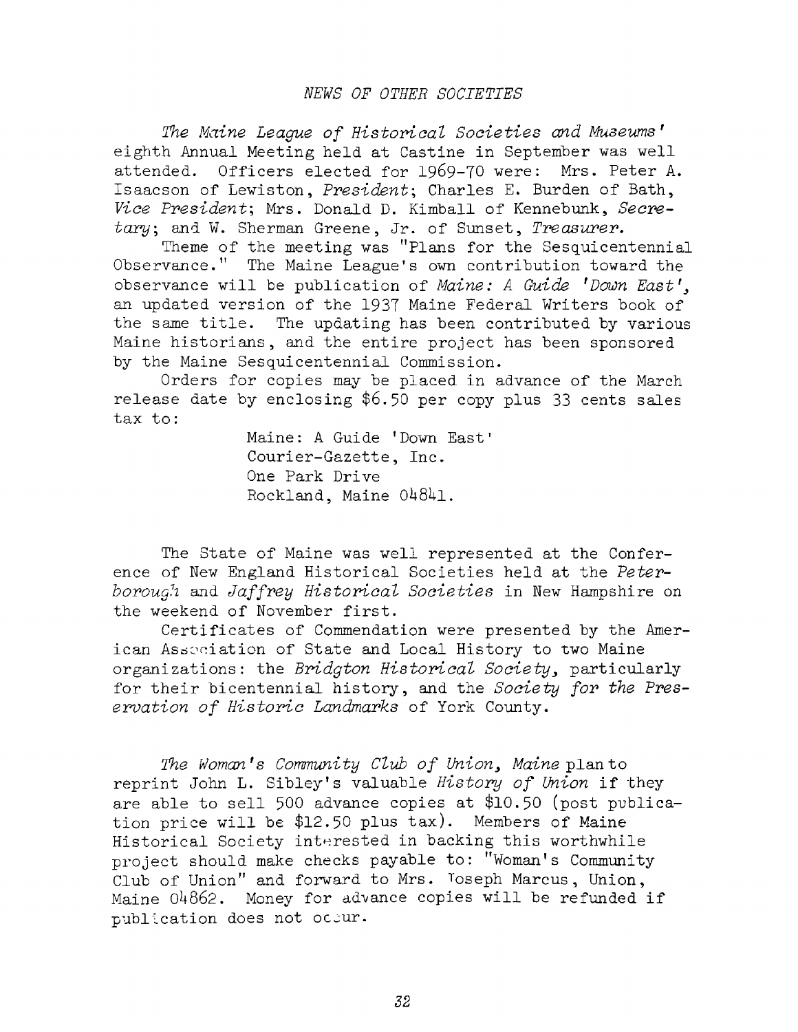## *NEWS OF OTHER SOCIETIES*

*The Maine League of Historical Societies and Museums'* eighth Annual Meeting held at Castine in September was well attended. Officers elected for 1969-70 were: Mrs. Peter A. Isaacson of Lewiston, *President*; Charles E. Burden of Bath, *Vice President*; Mrs. Donald D. Kimball of Kennebunk, *Secretary*; and W. Sherman Greene, Jr. of Sunset, *Treasurer.*

Theme of the meeting was "Plans for the Sesquicentennial Observance." The Maine League's own contribution toward the observance will be publication of *Maine: A Guide 'Down East'*, an updated version of the 1937 Maine Federal Writers book of the same title. The updating has been contributed by various Maine historians, and the entire project has been sponsored by the Maine Sesquicentennial Commission.

Orders for copies may be placed in advance of the March release date by enclosing $6.50 per copy plus 33 cents sales tax to:

Maine: A Guide 'Down East'
Courier-Gazette, Inc.
One Park Drive
Rockland, Maine 04841.

The State of Maine was well represented at the Conference of New England Historical Societies held at the *Peterborough* and *Jaffrey Historical Societies* in New Hampshire on the weekend of November first.

Certificates of Commendation were presented by the American Association of State and Local History to two Maine organizations: the *Bridgton Historical Society*, particularly for their bicentennial history, and the *Society for the Preservation of Historic Landmarks* of York County.

*The Woman's Community Club of Union, Maine* plan to reprint John L. Sibley's valuable *History of Union* if they are able to sell 500 advance copies at $10.50 (post publication price will be $12.50 plus tax). Members of Maine Historical Society interested in backing this worthwhile project should make checks payable to: "Woman's Community Club of Union" and forward to Mrs. Joseph Marcus, Union, Maine 04862. Money for advance copies will be refunded if publication does not occur.